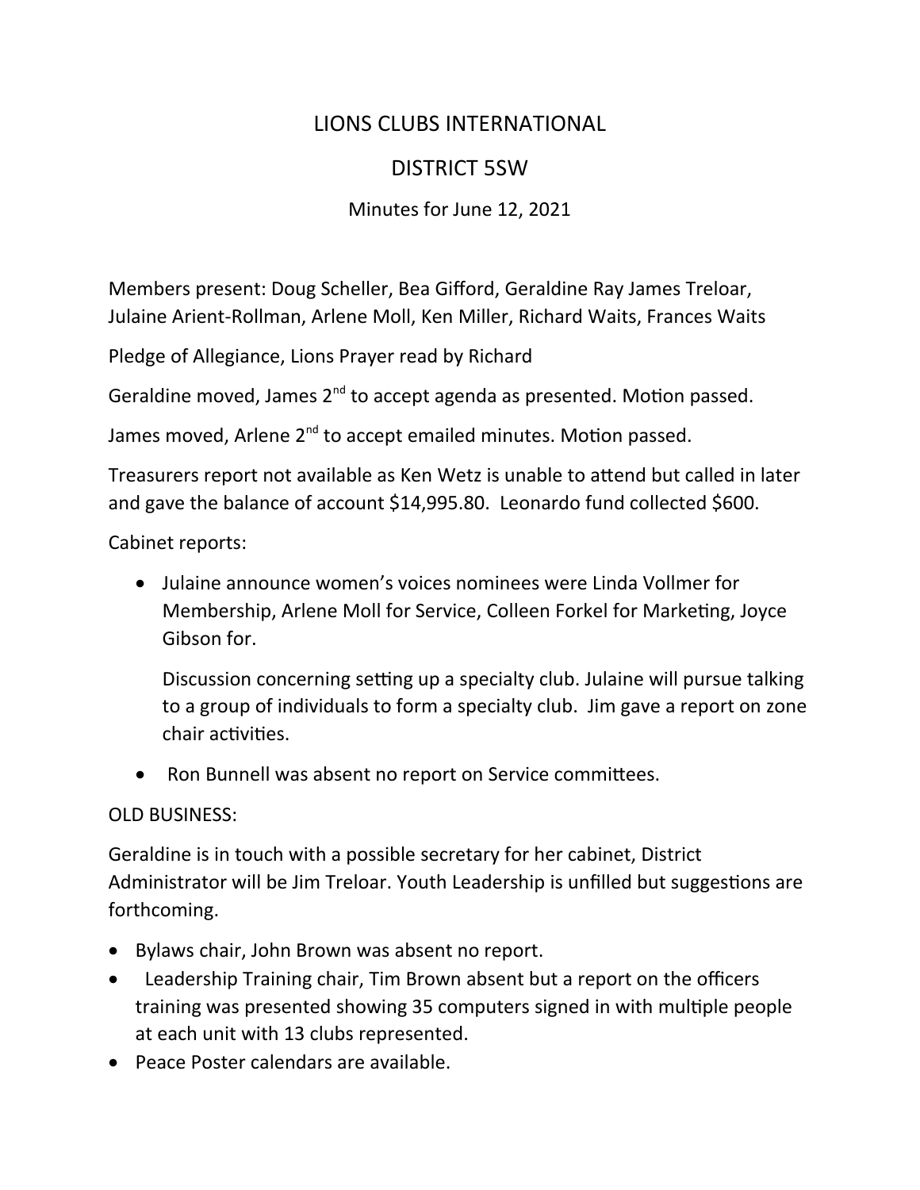# LIONS CLUBS INTERNATIONAL

## DISTRICT 5SW

Minutes for June 12, 2021

Members present: Doug Scheller, Bea Gifford, Geraldine Ray James Treloar, Julaine Arient-Rollman, Arlene Moll, Ken Miller, Richard Waits, Frances Waits

Pledge of Allegiance, Lions Prayer read by Richard

Geraldine moved, James 2nd to accept agenda as presented. Motion passed.

James moved, Arlene 2nd to accept emailed minutes. Motion passed.

Treasurers report not available as Ken Wetz is unable to attend but called in later and gave the balance of account $14,995.80. Leonardo fund collected $600.

Cabinet reports:

- Julaine announce women's voices nominees were Linda Vollmer for Membership, Arlene Moll for Service, Colleen Forkel for Marketing, Joyce Gibson for.

  Discussion concerning setting up a specialty club. Julaine will pursue talking to a group of individuals to form a specialty club. Jim gave a report on zone chair activities.

- Ron Bunnell was absent no report on Service committees.

OLD BUSINESS:

Geraldine is in touch with a possible secretary for her cabinet, District Administrator will be Jim Treloar. Youth Leadership is unfilled but suggestions are forthcoming.

- Bylaws chair, John Brown was absent no report.
- Leadership Training chair, Tim Brown absent but a report on the officers training was presented showing 35 computers signed in with multiple people at each unit with 13 clubs represented.
- Peace Poster calendars are available.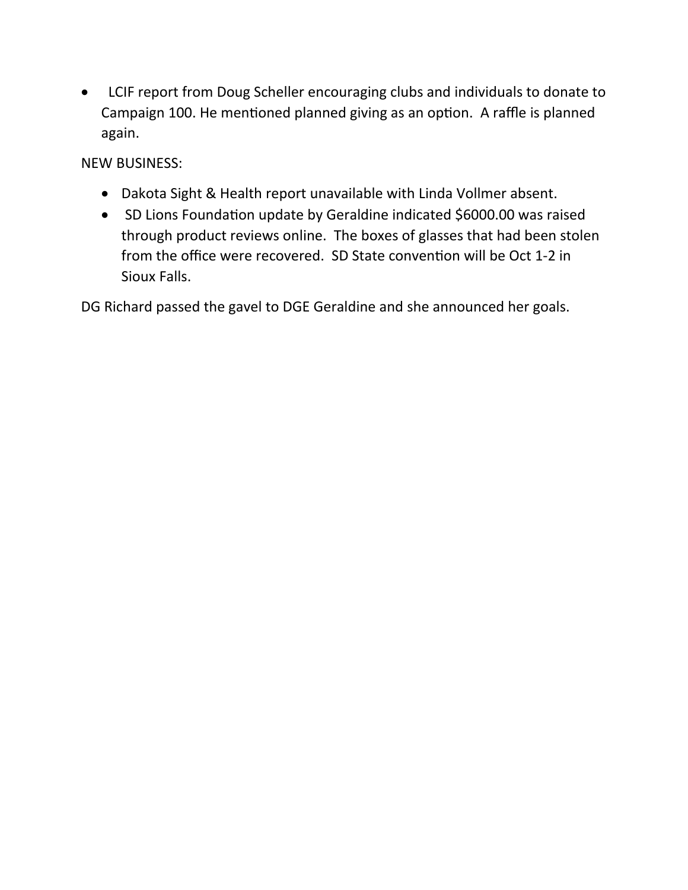- LCIF report from Doug Scheller encouraging clubs and individuals to donate to Campaign 100. He mentioned planned giving as an option. A raffle is planned again.

NEW BUSINESS:

- Dakota Sight & Health report unavailable with Linda Vollmer absent.
- SD Lions Foundation update by Geraldine indicated $6000.00 was raised through product reviews online. The boxes of glasses that had been stolen from the office were recovered. SD State convention will be Oct 1-2 in Sioux Falls.

DG Richard passed the gavel to DGE Geraldine and she announced her goals.